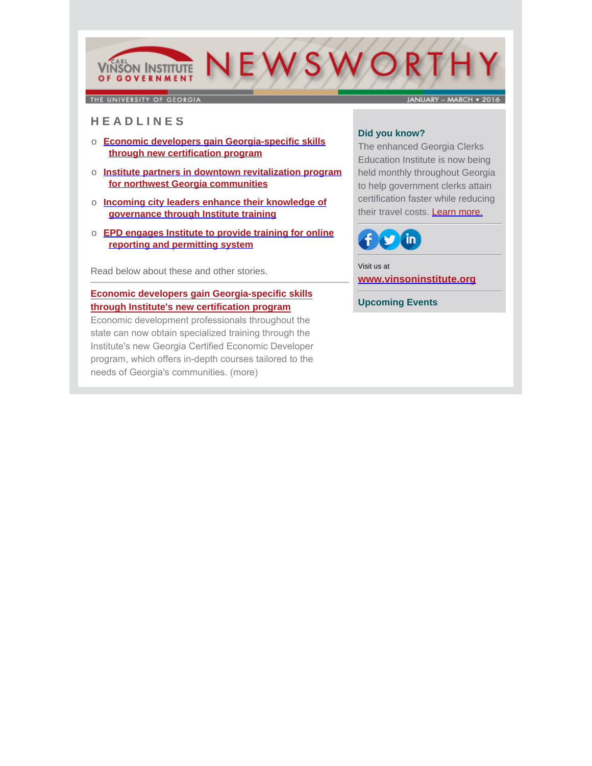# CARL VINSON INSTITUTE OF GOVERNMENT NEWSWORTHY

THE UNIVERSITY OF GEORGIA

JANUARY – MARCH • 2016

## HEADLINES

- Economic developers gain Georgia-specific skills through new certification program
- Institute partners in downtown revitalization program for northwest Georgia communities
- Incoming city leaders enhance their knowledge of governance through Institute training
- EPD engages Institute to provide training for online reporting and permitting system

Read below about these and other stories.

---

### Economic developers gain Georgia-specific skills through Institute's new certification program

Economic development professionals throughout the state can now obtain specialized training through the Institute's new Georgia Certified Economic Developer program, which offers in-depth courses tailored to the needs of Georgia's communities. (more)

---

### Did you know?

The enhanced Georgia Clerks Education Institute is now being held monthly throughout Georgia to help government clerks attain certification faster while reducing their travel costs. Learn more.

---

Visit us at

**www.vinsoninstitute.org**

---

### Upcoming Events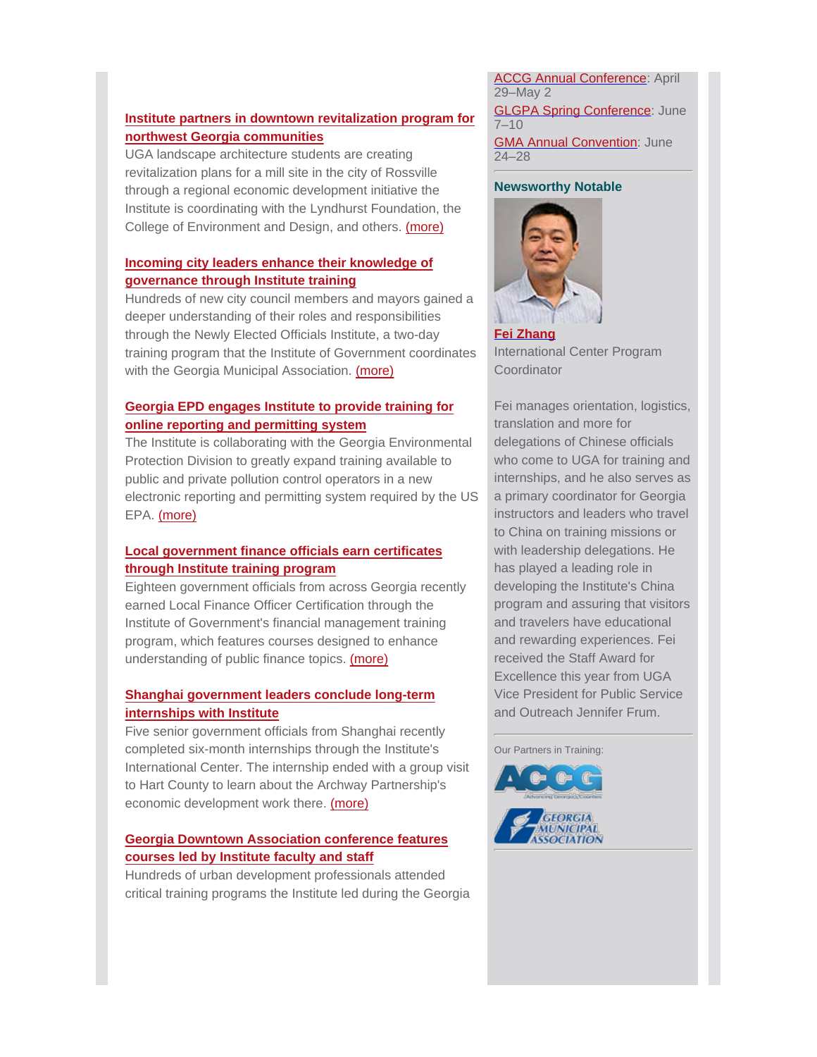**Institute partners in downtown revitalization program for northwest Georgia communities**

UGA landscape architecture students are creating revitalization plans for a mill site in the city of Rossville through a regional economic development initiative the Institute is coordinating with the Lyndhurst Foundation, the College of Environment and Design, and others. (more)

**Incoming city leaders enhance their knowledge of governance through Institute training**

Hundreds of new city council members and mayors gained a deeper understanding of their roles and responsibilities through the Newly Elected Officials Institute, a two-day training program that the Institute of Government coordinates with the Georgia Municipal Association. (more)

**Georgia EPD engages Institute to provide training for online reporting and permitting system**

The Institute is collaborating with the Georgia Environmental Protection Division to greatly expand training available to public and private pollution control operators in a new electronic reporting and permitting system required by the US EPA. (more)

**Local government finance officials earn certificates through Institute training program**

Eighteen government officials from across Georgia recently earned Local Finance Officer Certification through the Institute of Government's financial management training program, which features courses designed to enhance understanding of public finance topics. (more)

**Shanghai government leaders conclude long-term internships with Institute**

Five senior government officials from Shanghai recently completed six-month internships through the Institute's International Center. The internship ended with a group visit to Hart County to learn about the Archway Partnership's economic development work there. (more)

**Georgia Downtown Association conference features courses led by Institute faculty and staff**

Hundreds of urban development professionals attended critical training programs the Institute led during the Georgia

ACCG Annual Conference: April 29–May 2

GLGPA Spring Conference: June 7–10

GMA Annual Convention: June 24–28

**Newsworthy Notable**

**Fei Zhang**

International Center Program Coordinator

Fei manages orientation, logistics, translation and more for delegations of Chinese officials who come to UGA for training and internships, and he also serves as a primary coordinator for Georgia instructors and leaders who travel to China on training missions or with leadership delegations. He has played a leading role in developing the Institute's China program and assuring that visitors and travelers have educational and rewarding experiences. Fei received the Staff Award for Excellence this year from UGA Vice President for Public Service and Outreach Jennifer Frum.

Our Partners in Training:

ACCG

Georgia Municipal Association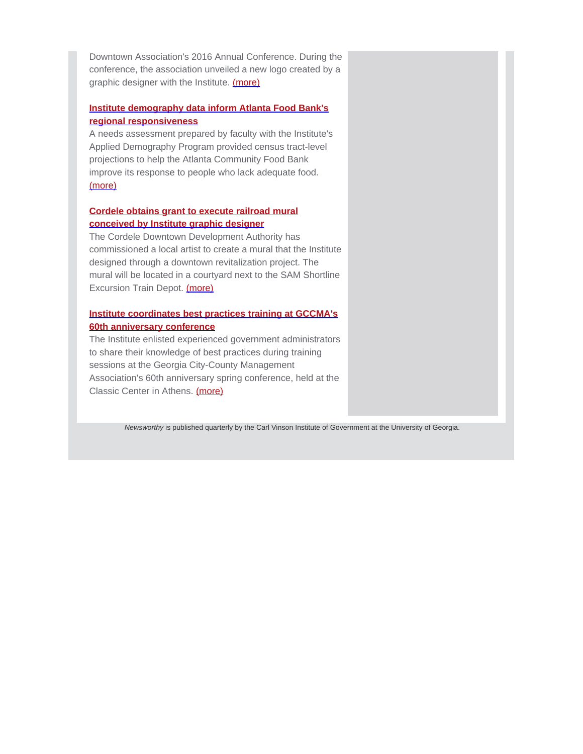Downtown Association's 2016 Annual Conference. During the conference, the association unveiled a new logo created by a graphic designer with the Institute. (more)

**Institute demography data inform Atlanta Food Bank's regional responsiveness**

A needs assessment prepared by faculty with the Institute's Applied Demography Program provided census tract-level projections to help the Atlanta Community Food Bank improve its response to people who lack adequate food. (more)

**Cordele obtains grant to execute railroad mural conceived by Institute graphic designer**

The Cordele Downtown Development Authority has commissioned a local artist to create a mural that the Institute designed through a downtown revitalization project. The mural will be located in a courtyard next to the SAM Shortline Excursion Train Depot. (more)

**Institute coordinates best practices training at GCCMA's 60th anniversary conference**

The Institute enlisted experienced government administrators to share their knowledge of best practices during training sessions at the Georgia City-County Management Association's 60th anniversary spring conference, held at the Classic Center in Athens. (more)

*Newsworthy* is published quarterly by the Carl Vinson Institute of Government at the University of Georgia.